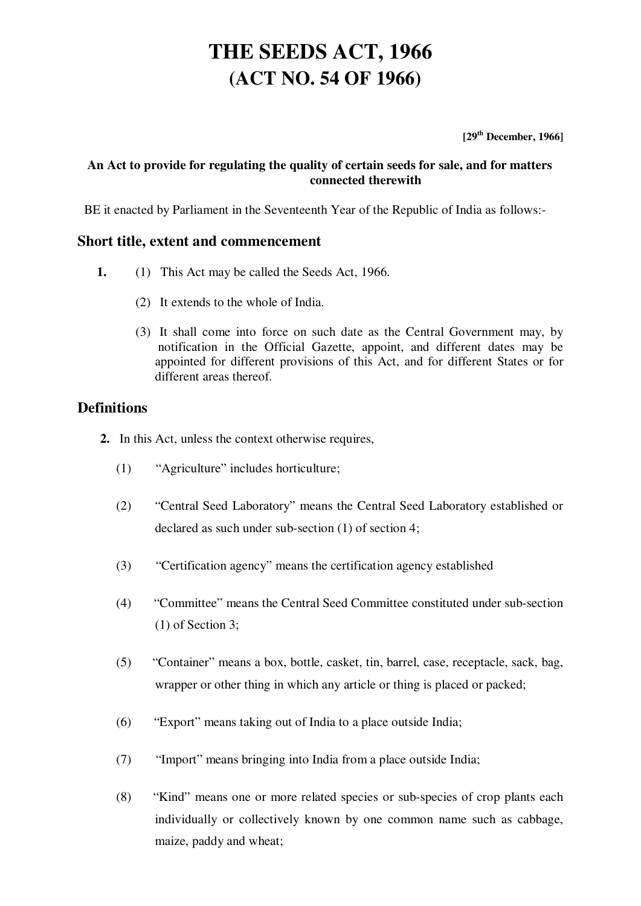# THE SEEDS ACT, 1966
# (ACT NO. 54 OF 1966)

**[29th December, 1966]**

**An Act to provide for regulating the quality of certain seeds for sale, and for matters connected therewith**

BE it enacted by Parliament in the Seventeenth Year of the Republic of India as follows:-

## Short title, extent and commencement

**1.** (1) This Act may be called the Seeds Act, 1966.

(2) It extends to the whole of India.

(3) It shall come into force on such date as the Central Government may, by notification in the Official Gazette, appoint, and different dates may be appointed for different provisions of this Act, and for different States or for different areas thereof.

## Definitions

**2.** In this Act, unless the context otherwise requires,

(1) "Agriculture" includes horticulture;

(2) "Central Seed Laboratory" means the Central Seed Laboratory established or declared as such under sub-section (1) of section 4;

(3) "Certification agency" means the certification agency established

(4) "Committee" means the Central Seed Committee constituted under sub-section (1) of Section 3;

(5) "Container" means a box, bottle, casket, tin, barrel, case, receptacle, sack, bag, wrapper or other thing in which any article or thing is placed or packed;

(6) "Export" means taking out of India to a place outside India;

(7) "Import" means bringing into India from a place outside India;

(8) "Kind" means one or more related species or sub-species of crop plants each individually or collectively known by one common name such as cabbage, maize, paddy and wheat;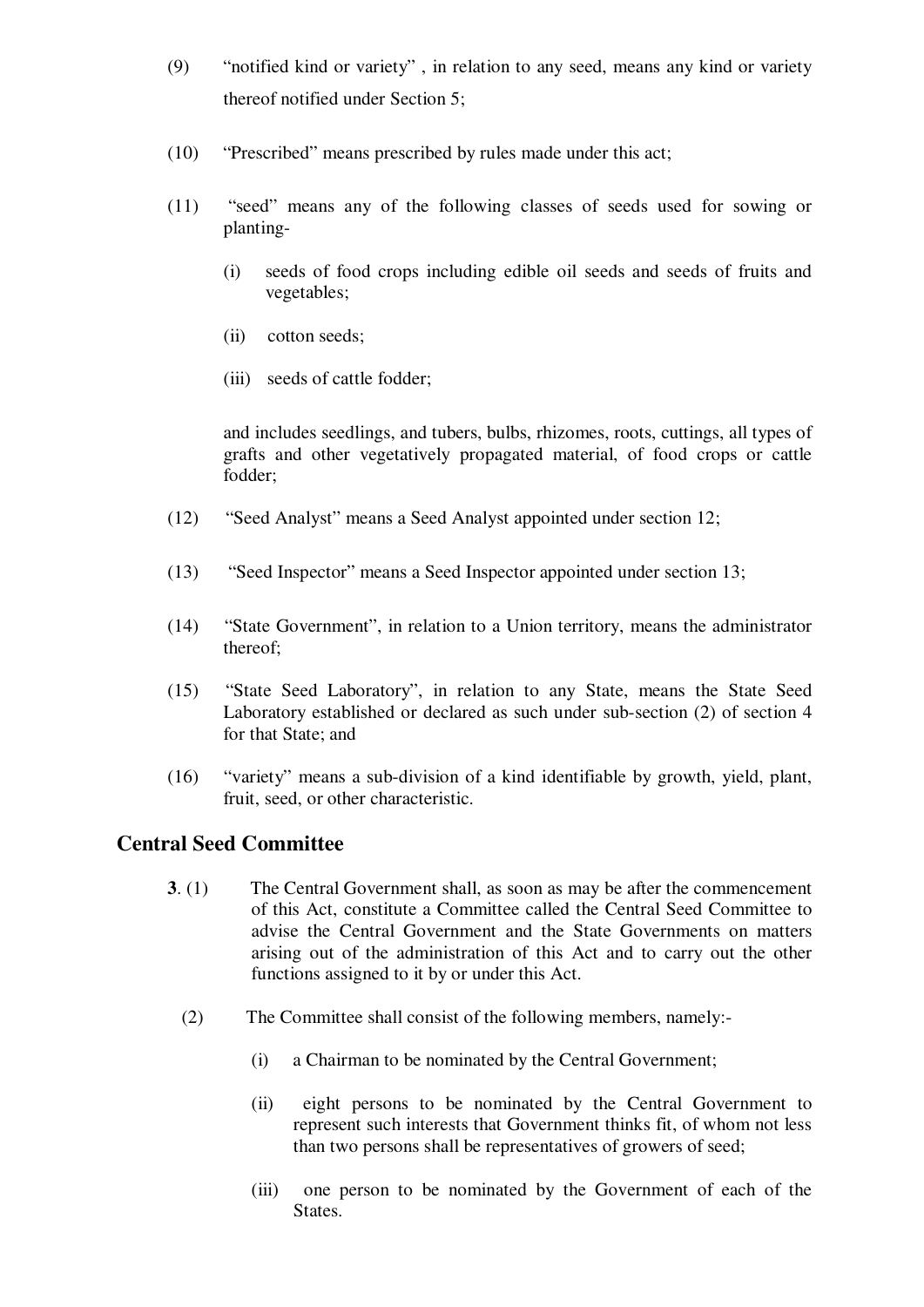(9) "notified kind or variety" , in relation to any seed, means any kind or variety thereof notified under Section 5;

(10) "Prescribed" means prescribed by rules made under this act;

(11) "seed" means any of the following classes of seeds used for sowing or planting-

(i) seeds of food crops including edible oil seeds and seeds of fruits and vegetables;

(ii) cotton seeds;

(iii) seeds of cattle fodder;

and includes seedlings, and tubers, bulbs, rhizomes, roots, cuttings, all types of grafts and other vegetatively propagated material, of food crops or cattle fodder;

(12) "Seed Analyst" means a Seed Analyst appointed under section 12;

(13) "Seed Inspector" means a Seed Inspector appointed under section 13;

(14) "State Government", in relation to a Union territory, means the administrator thereof;

(15) "State Seed Laboratory", in relation to any State, means the State Seed Laboratory established or declared as such under sub-section (2) of section 4 for that State; and

(16) "variety" means a sub-division of a kind identifiable by growth, yield, plant, fruit, seed, or other characteristic.

## Central Seed Committee

**3**. (1) The Central Government shall, as soon as may be after the commencement of this Act, constitute a Committee called the Central Seed Committee to advise the Central Government and the State Governments on matters arising out of the administration of this Act and to carry out the other functions assigned to it by or under this Act.

(2) The Committee shall consist of the following members, namely:-

(i) a Chairman to be nominated by the Central Government;

(ii) eight persons to be nominated by the Central Government to represent such interests that Government thinks fit, of whom not less than two persons shall be representatives of growers of seed;

(iii) one person to be nominated by the Government of each of the States.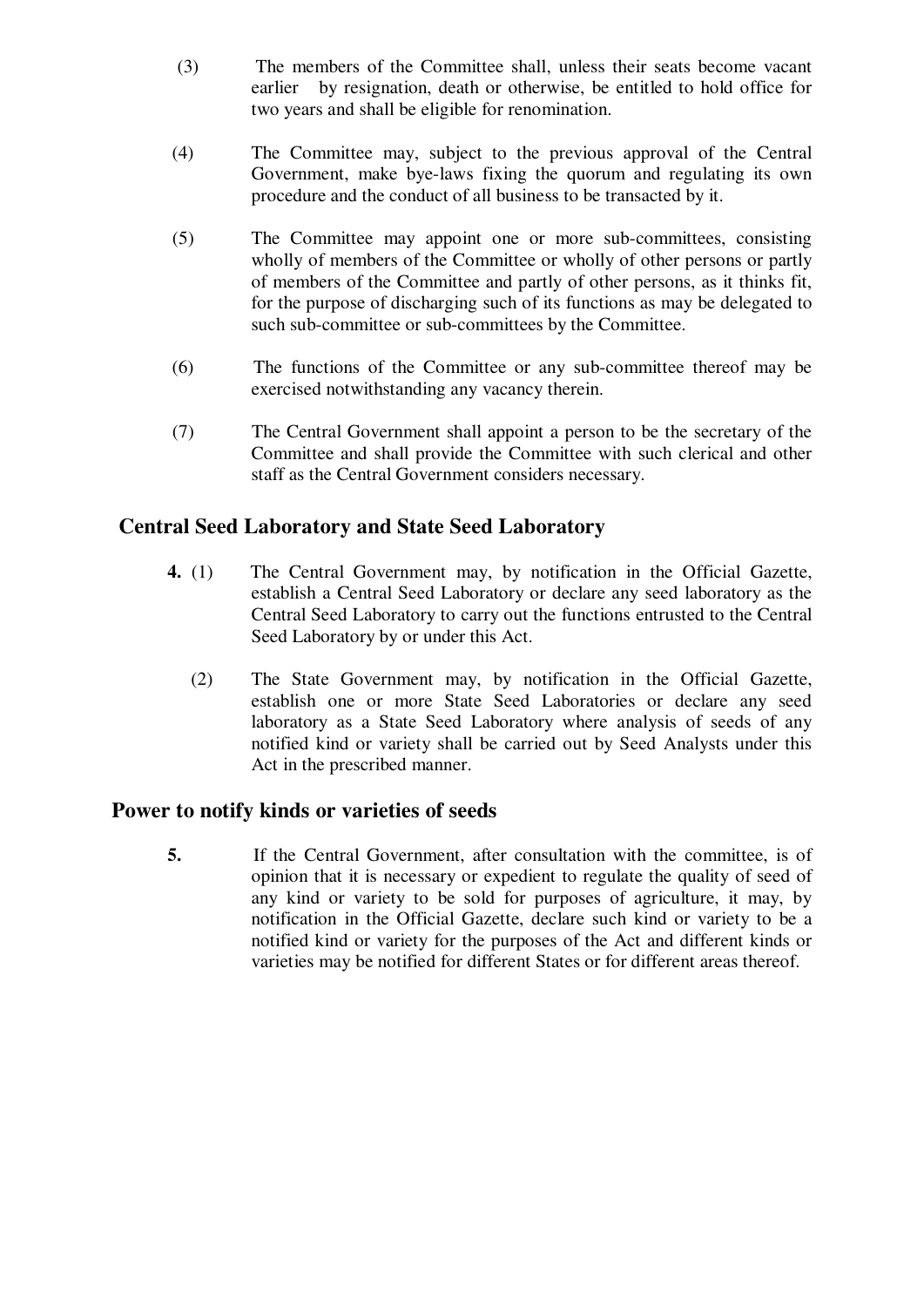(3) The members of the Committee shall, unless their seats become vacant earlier by resignation, death or otherwise, be entitled to hold office for two years and shall be eligible for renomination.

(4) The Committee may, subject to the previous approval of the Central Government, make bye-laws fixing the quorum and regulating its own procedure and the conduct of all business to be transacted by it.

(5) The Committee may appoint one or more sub-committees, consisting wholly of members of the Committee or wholly of other persons or partly of members of the Committee and partly of other persons, as it thinks fit, for the purpose of discharging such of its functions as may be delegated to such sub-committee or sub-committees by the Committee.

(6) The functions of the Committee or any sub-committee thereof may be exercised notwithstanding any vacancy therein.

(7) The Central Government shall appoint a person to be the secretary of the Committee and shall provide the Committee with such clerical and other staff as the Central Government considers necessary.

## Central Seed Laboratory and State Seed Laboratory

**4.** (1) The Central Government may, by notification in the Official Gazette, establish a Central Seed Laboratory or declare any seed laboratory as the Central Seed Laboratory to carry out the functions entrusted to the Central Seed Laboratory by or under this Act.

(2) The State Government may, by notification in the Official Gazette, establish one or more State Seed Laboratories or declare any seed laboratory as a State Seed Laboratory where analysis of seeds of any notified kind or variety shall be carried out by Seed Analysts under this Act in the prescribed manner.

## Power to notify kinds or varieties of seeds

**5.** If the Central Government, after consultation with the committee, is of opinion that it is necessary or expedient to regulate the quality of seed of any kind or variety to be sold for purposes of agriculture, it may, by notification in the Official Gazette, declare such kind or variety to be a notified kind or variety for the purposes of the Act and different kinds or varieties may be notified for different States or for different areas thereof.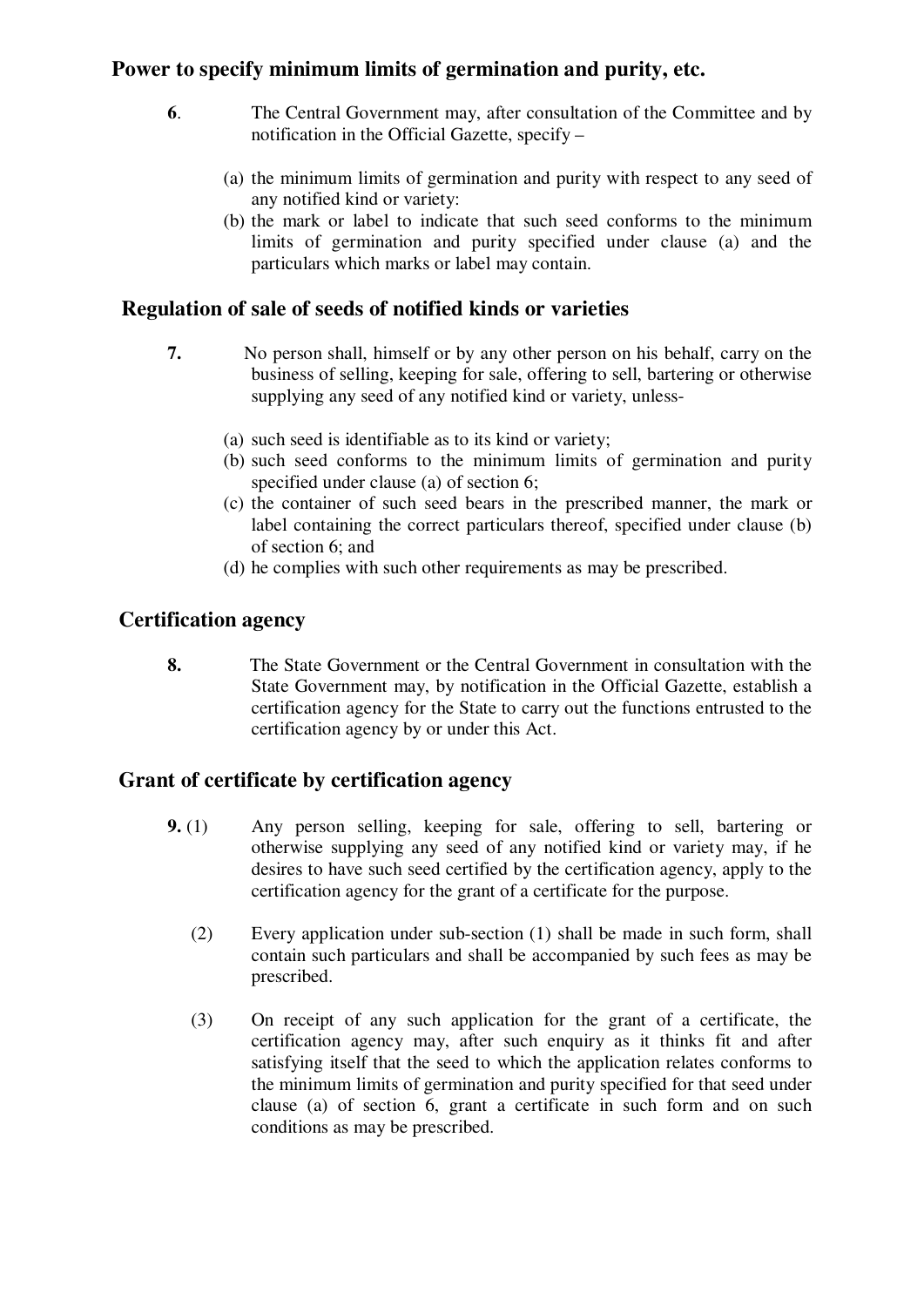## Power to specify minimum limits of germination and purity, etc.

**6**. The Central Government may, after consultation of the Committee and by notification in the Official Gazette, specify –

(a) the minimum limits of germination and purity with respect to any seed of any notified kind or variety:

(b) the mark or label to indicate that such seed conforms to the minimum limits of germination and purity specified under clause (a) and the particulars which marks or label may contain.

## Regulation of sale of seeds of notified kinds or varieties

**7.** No person shall, himself or by any other person on his behalf, carry on the business of selling, keeping for sale, offering to sell, bartering or otherwise supplying any seed of any notified kind or variety, unless-

(a) such seed is identifiable as to its kind or variety;

(b) such seed conforms to the minimum limits of germination and purity specified under clause (a) of section 6;

(c) the container of such seed bears in the prescribed manner, the mark or label containing the correct particulars thereof, specified under clause (b) of section 6; and

(d) he complies with such other requirements as may be prescribed.

## Certification agency

**8.** The State Government or the Central Government in consultation with the State Government may, by notification in the Official Gazette, establish a certification agency for the State to carry out the functions entrusted to the certification agency by or under this Act.

## Grant of certificate by certification agency

**9.** (1) Any person selling, keeping for sale, offering to sell, bartering or otherwise supplying any seed of any notified kind or variety may, if he desires to have such seed certified by the certification agency, apply to the certification agency for the grant of a certificate for the purpose.

(2) Every application under sub-section (1) shall be made in such form, shall contain such particulars and shall be accompanied by such fees as may be prescribed.

(3) On receipt of any such application for the grant of a certificate, the certification agency may, after such enquiry as it thinks fit and after satisfying itself that the seed to which the application relates conforms to the minimum limits of germination and purity specified for that seed under clause (a) of section 6, grant a certificate in such form and on such conditions as may be prescribed.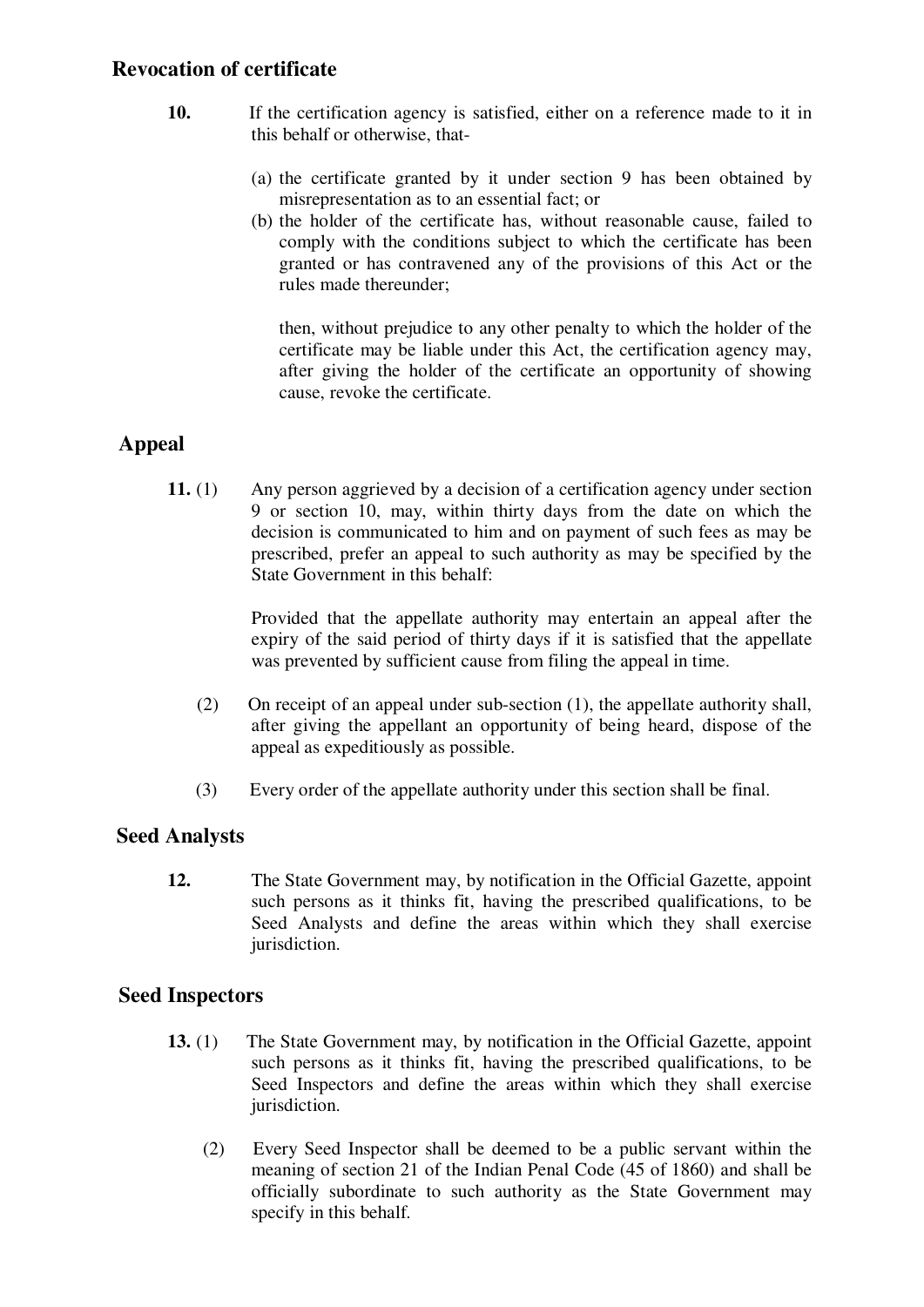## Revocation of certificate

**10.** If the certification agency is satisfied, either on a reference made to it in this behalf or otherwise, that-

(a) the certificate granted by it under section 9 has been obtained by misrepresentation as to an essential fact; or

(b) the holder of the certificate has, without reasonable cause, failed to comply with the conditions subject to which the certificate has been granted or has contravened any of the provisions of this Act or the rules made thereunder;

then, without prejudice to any other penalty to which the holder of the certificate may be liable under this Act, the certification agency may, after giving the holder of the certificate an opportunity of showing cause, revoke the certificate.

## Appeal

**11.** (1) Any person aggrieved by a decision of a certification agency under section 9 or section 10, may, within thirty days from the date on which the decision is communicated to him and on payment of such fees as may be prescribed, prefer an appeal to such authority as may be specified by the State Government in this behalf:

Provided that the appellate authority may entertain an appeal after the expiry of the said period of thirty days if it is satisfied that the appellate was prevented by sufficient cause from filing the appeal in time.

(2) On receipt of an appeal under sub-section (1), the appellate authority shall, after giving the appellant an opportunity of being heard, dispose of the appeal as expeditiously as possible.

(3) Every order of the appellate authority under this section shall be final.

## Seed Analysts

**12.** The State Government may, by notification in the Official Gazette, appoint such persons as it thinks fit, having the prescribed qualifications, to be Seed Analysts and define the areas within which they shall exercise jurisdiction.

## Seed Inspectors

**13.** (1) The State Government may, by notification in the Official Gazette, appoint such persons as it thinks fit, having the prescribed qualifications, to be Seed Inspectors and define the areas within which they shall exercise jurisdiction.

(2) Every Seed Inspector shall be deemed to be a public servant within the meaning of section 21 of the Indian Penal Code (45 of 1860) and shall be officially subordinate to such authority as the State Government may specify in this behalf.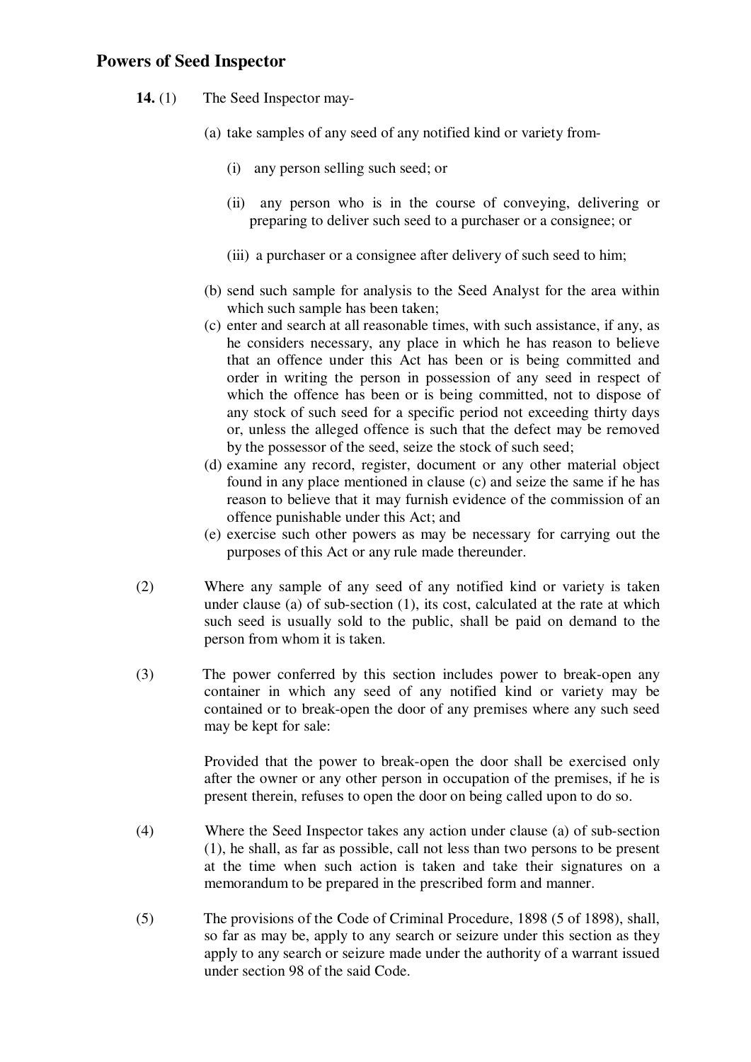## Powers of Seed Inspector

**14.** (1) The Seed Inspector may-

(a) take samples of any seed of any notified kind or variety from-

(i) any person selling such seed; or

(ii) any person who is in the course of conveying, delivering or preparing to deliver such seed to a purchaser or a consignee; or

(iii) a purchaser or a consignee after delivery of such seed to him;

(b) send such sample for analysis to the Seed Analyst for the area within which such sample has been taken;

(c) enter and search at all reasonable times, with such assistance, if any, as he considers necessary, any place in which he has reason to believe that an offence under this Act has been or is being committed and order in writing the person in possession of any seed in respect of which the offence has been or is being committed, not to dispose of any stock of such seed for a specific period not exceeding thirty days or, unless the alleged offence is such that the defect may be removed by the possessor of the seed, seize the stock of such seed;

(d) examine any record, register, document or any other material object found in any place mentioned in clause (c) and seize the same if he has reason to believe that it may furnish evidence of the commission of an offence punishable under this Act; and

(e) exercise such other powers as may be necessary for carrying out the purposes of this Act or any rule made thereunder.

(2) Where any sample of any seed of any notified kind or variety is taken under clause (a) of sub-section (1), its cost, calculated at the rate at which such seed is usually sold to the public, shall be paid on demand to the person from whom it is taken.

(3) The power conferred by this section includes power to break-open any container in which any seed of any notified kind or variety may be contained or to break-open the door of any premises where any such seed may be kept for sale:

Provided that the power to break-open the door shall be exercised only after the owner or any other person in occupation of the premises, if he is present therein, refuses to open the door on being called upon to do so.

(4) Where the Seed Inspector takes any action under clause (a) of sub-section (1), he shall, as far as possible, call not less than two persons to be present at the time when such action is taken and take their signatures on a memorandum to be prepared in the prescribed form and manner.

(5) The provisions of the Code of Criminal Procedure, 1898 (5 of 1898), shall, so far as may be, apply to any search or seizure under this section as they apply to any search or seizure made under the authority of a warrant issued under section 98 of the said Code.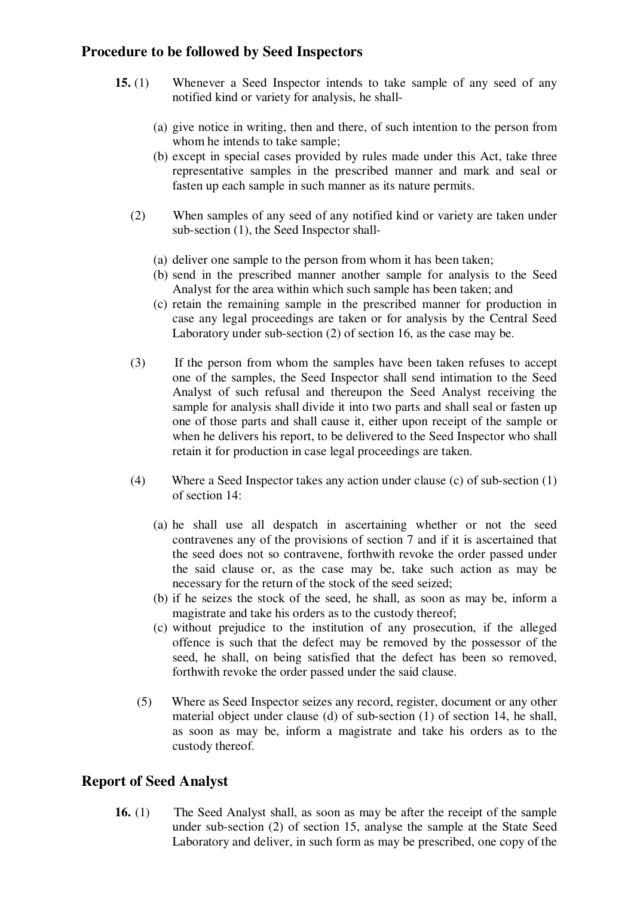## Procedure to be followed by Seed Inspectors

**15.** (1) Whenever a Seed Inspector intends to take sample of any seed of any notified kind or variety for analysis, he shall-

(a) give notice in writing, then and there, of such intention to the person from whom he intends to take sample;

(b) except in special cases provided by rules made under this Act, take three representative samples in the prescribed manner and mark and seal or fasten up each sample in such manner as its nature permits.

(2) When samples of any seed of any notified kind or variety are taken under sub-section (1), the Seed Inspector shall-

(a) deliver one sample to the person from whom it has been taken;

(b) send in the prescribed manner another sample for analysis to the Seed Analyst for the area within which such sample has been taken; and

(c) retain the remaining sample in the prescribed manner for production in case any legal proceedings are taken or for analysis by the Central Seed Laboratory under sub-section (2) of section 16, as the case may be.

(3) If the person from whom the samples have been taken refuses to accept one of the samples, the Seed Inspector shall send intimation to the Seed Analyst of such refusal and thereupon the Seed Analyst receiving the sample for analysis shall divide it into two parts and shall seal or fasten up one of those parts and shall cause it, either upon receipt of the sample or when he delivers his report, to be delivered to the Seed Inspector who shall retain it for production in case legal proceedings are taken.

(4) Where a Seed Inspector takes any action under clause (c) of sub-section (1) of section 14:

(a) he shall use all despatch in ascertaining whether or not the seed contravenes any of the provisions of section 7 and if it is ascertained that the seed does not so contravene, forthwith revoke the order passed under the said clause or, as the case may be, take such action as may be necessary for the return of the stock of the seed seized;

(b) if he seizes the stock of the seed, he shall, as soon as may be, inform a magistrate and take his orders as to the custody thereof;

(c) without prejudice to the institution of any prosecution, if the alleged offence is such that the defect may be removed by the possessor of the seed, he shall, on being satisfied that the defect has been so removed, forthwith revoke the order passed under the said clause.

(5) Where as Seed Inspector seizes any record, register, document or any other material object under clause (d) of sub-section (1) of section 14, he shall, as soon as may be, inform a magistrate and take his orders as to the custody thereof.

## Report of Seed Analyst

**16.** (1) The Seed Analyst shall, as soon as may be after the receipt of the sample under sub-section (2) of section 15, analyse the sample at the State Seed Laboratory and deliver, in such form as may be prescribed, one copy of the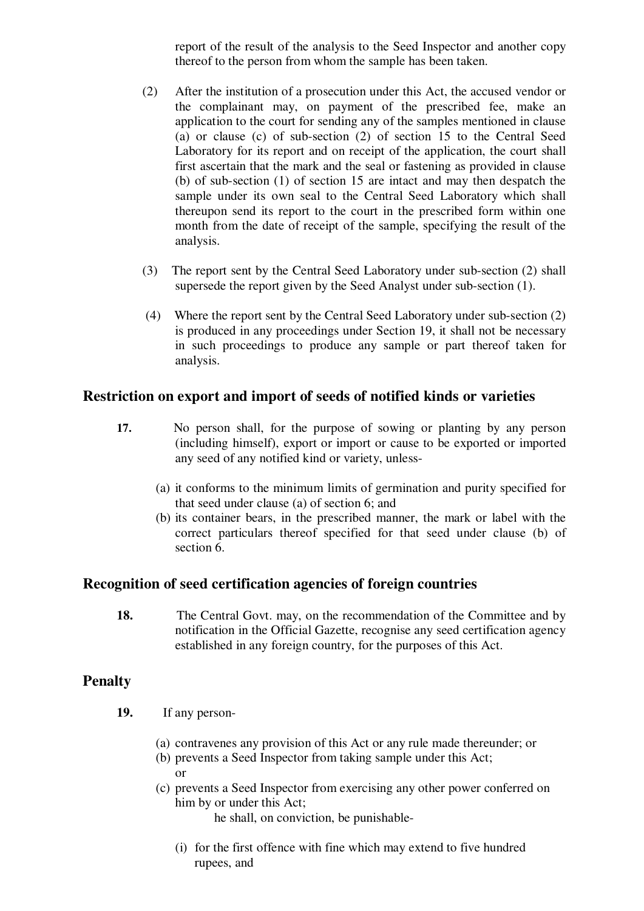report of the result of the analysis to the Seed Inspector and another copy thereof to the person from whom the sample has been taken.

(2) After the institution of a prosecution under this Act, the accused vendor or the complainant may, on payment of the prescribed fee, make an application to the court for sending any of the samples mentioned in clause (a) or clause (c) of sub-section (2) of section 15 to the Central Seed Laboratory for its report and on receipt of the application, the court shall first ascertain that the mark and the seal or fastening as provided in clause (b) of sub-section (1) of section 15 are intact and may then despatch the sample under its own seal to the Central Seed Laboratory which shall thereupon send its report to the court in the prescribed form within one month from the date of receipt of the sample, specifying the result of the analysis.

(3) The report sent by the Central Seed Laboratory under sub-section (2) shall supersede the report given by the Seed Analyst under sub-section (1).

(4) Where the report sent by the Central Seed Laboratory under sub-section (2) is produced in any proceedings under Section 19, it shall not be necessary in such proceedings to produce any sample or part thereof taken for analysis.

## Restriction on export and import of seeds of notified kinds or varieties

**17.** No person shall, for the purpose of sowing or planting by any person (including himself), export or import or cause to be exported or imported any seed of any notified kind or variety, unless-

(a) it conforms to the minimum limits of germination and purity specified for that seed under clause (a) of section 6; and
(b) its container bears, in the prescribed manner, the mark or label with the correct particulars thereof specified for that seed under clause (b) of section 6.

## Recognition of seed certification agencies of foreign countries

**18.** The Central Govt. may, on the recommendation of the Committee and by notification in the Official Gazette, recognise any seed certification agency established in any foreign country, for the purposes of this Act.

## Penalty

**19.** If any person-

(a) contravenes any provision of this Act or any rule made thereunder; or
(b) prevents a Seed Inspector from taking sample under this Act; or
(c) prevents a Seed Inspector from exercising any other power conferred on him by or under this Act;

he shall, on conviction, be punishable-

(i) for the first offence with fine which may extend to five hundred rupees, and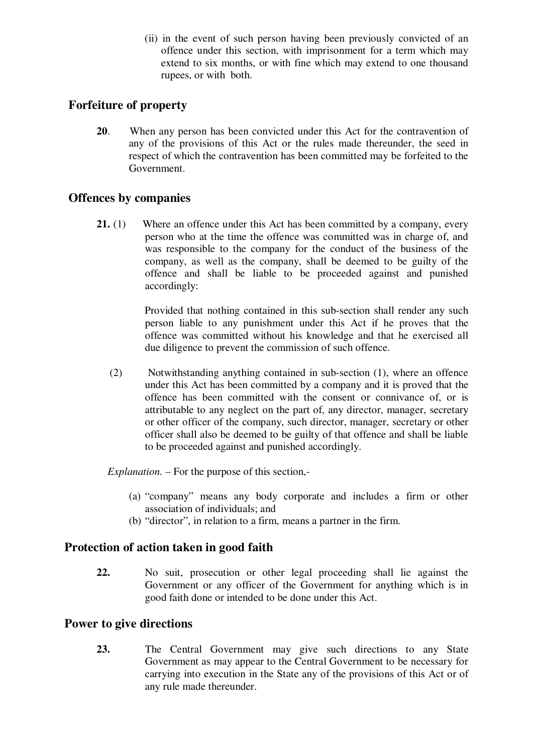(ii) in the event of such person having been previously convicted of an offence under this section, with imprisonment for a term which may extend to six months, or with fine which may extend to one thousand rupees, or with both.

## Forfeiture of property

**20**. When any person has been convicted under this Act for the contravention of any of the provisions of this Act or the rules made thereunder, the seed in respect of which the contravention has been committed may be forfeited to the Government.

## Offences by companies

**21.** (1) Where an offence under this Act has been committed by a company, every person who at the time the offence was committed was in charge of, and was responsible to the company for the conduct of the business of the company, as well as the company, shall be deemed to be guilty of the offence and shall be liable to be proceeded against and punished accordingly:

Provided that nothing contained in this sub-section shall render any such person liable to any punishment under this Act if he proves that the offence was committed without his knowledge and that he exercised all due diligence to prevent the commission of such offence.

(2) Notwithstanding anything contained in sub-section (1), where an offence under this Act has been committed by a company and it is proved that the offence has been committed with the consent or connivance of, or is attributable to any neglect on the part of, any director, manager, secretary or other officer of the company, such director, manager, secretary or other officer shall also be deemed to be guilty of that offence and shall be liable to be proceeded against and punished accordingly.

*Explanation.* – For the purpose of this section,-

(a) "company" means any body corporate and includes a firm or other association of individuals; and
(b) "director", in relation to a firm, means a partner in the firm.

## Protection of action taken in good faith

**22.** No suit, prosecution or other legal proceeding shall lie against the Government or any officer of the Government for anything which is in good faith done or intended to be done under this Act.

## Power to give directions

**23.** The Central Government may give such directions to any State Government as may appear to the Central Government to be necessary for carrying into execution in the State any of the provisions of this Act or of any rule made thereunder.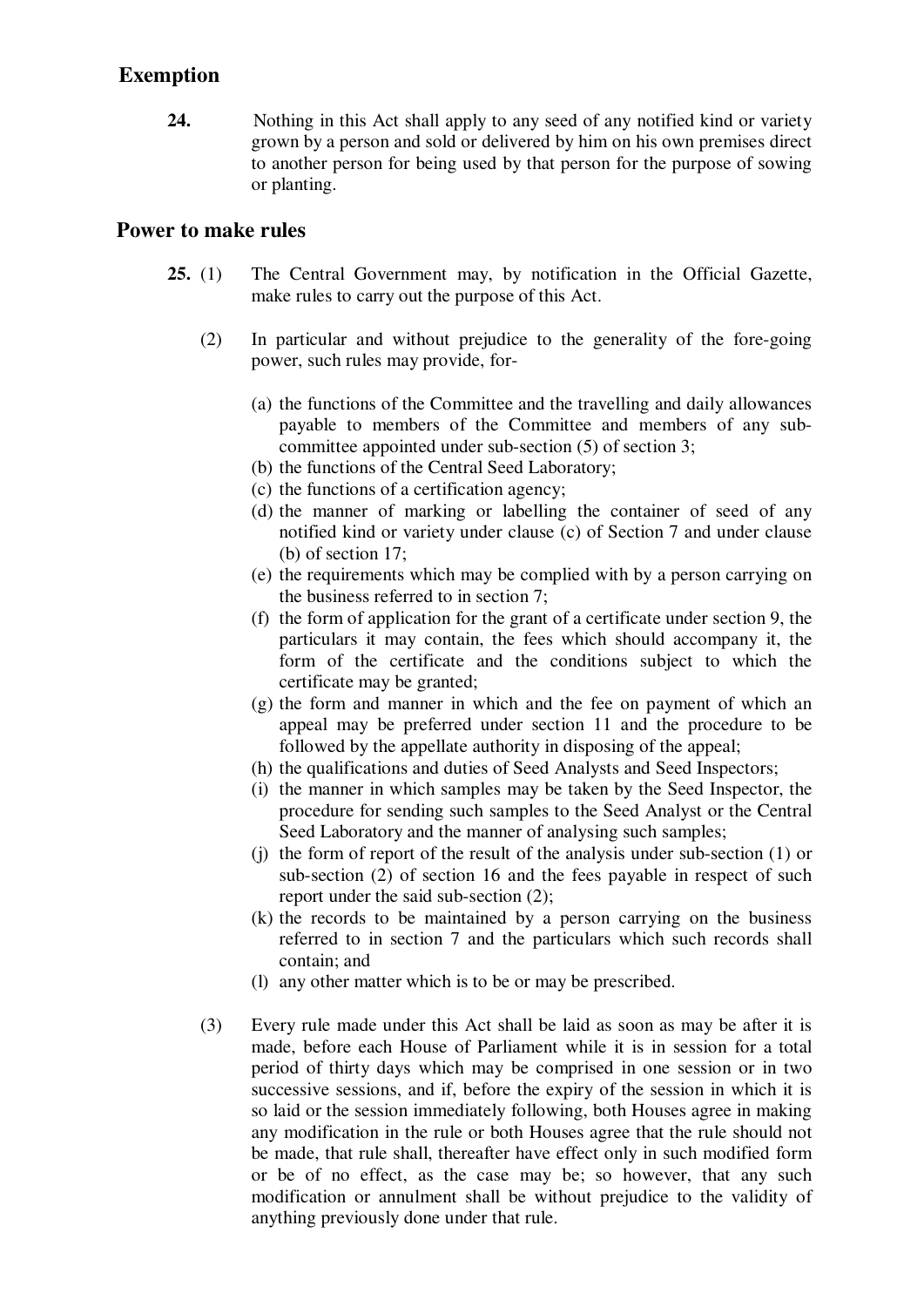## Exemption

**24.** Nothing in this Act shall apply to any seed of any notified kind or variety grown by a person and sold or delivered by him on his own premises direct to another person for being used by that person for the purpose of sowing or planting.

## Power to make rules

**25.** (1) The Central Government may, by notification in the Official Gazette, make rules to carry out the purpose of this Act.

(2) In particular and without prejudice to the generality of the fore-going power, such rules may provide, for-

(a) the functions of the Committee and the travelling and daily allowances payable to members of the Committee and members of any sub-committee appointed under sub-section (5) of section 3;
(b) the functions of the Central Seed Laboratory;
(c) the functions of a certification agency;
(d) the manner of marking or labelling the container of seed of any notified kind or variety under clause (c) of Section 7 and under clause (b) of section 17;
(e) the requirements which may be complied with by a person carrying on the business referred to in section 7;
(f) the form of application for the grant of a certificate under section 9, the particulars it may contain, the fees which should accompany it, the form of the certificate and the conditions subject to which the certificate may be granted;
(g) the form and manner in which and the fee on payment of which an appeal may be preferred under section 11 and the procedure to be followed by the appellate authority in disposing of the appeal;
(h) the qualifications and duties of Seed Analysts and Seed Inspectors;
(i) the manner in which samples may be taken by the Seed Inspector, the procedure for sending such samples to the Seed Analyst or the Central Seed Laboratory and the manner of analysing such samples;
(j) the form of report of the result of the analysis under sub-section (1) or sub-section (2) of section 16 and the fees payable in respect of such report under the said sub-section (2);
(k) the records to be maintained by a person carrying on the business referred to in section 7 and the particulars which such records shall contain; and
(l) any other matter which is to be or may be prescribed.

(3) Every rule made under this Act shall be laid as soon as may be after it is made, before each House of Parliament while it is in session for a total period of thirty days which may be comprised in one session or in two successive sessions, and if, before the expiry of the session in which it is so laid or the session immediately following, both Houses agree in making any modification in the rule or both Houses agree that the rule should not be made, that rule shall, thereafter have effect only in such modified form or be of no effect, as the case may be; so however, that any such modification or annulment shall be without prejudice to the validity of anything previously done under that rule.